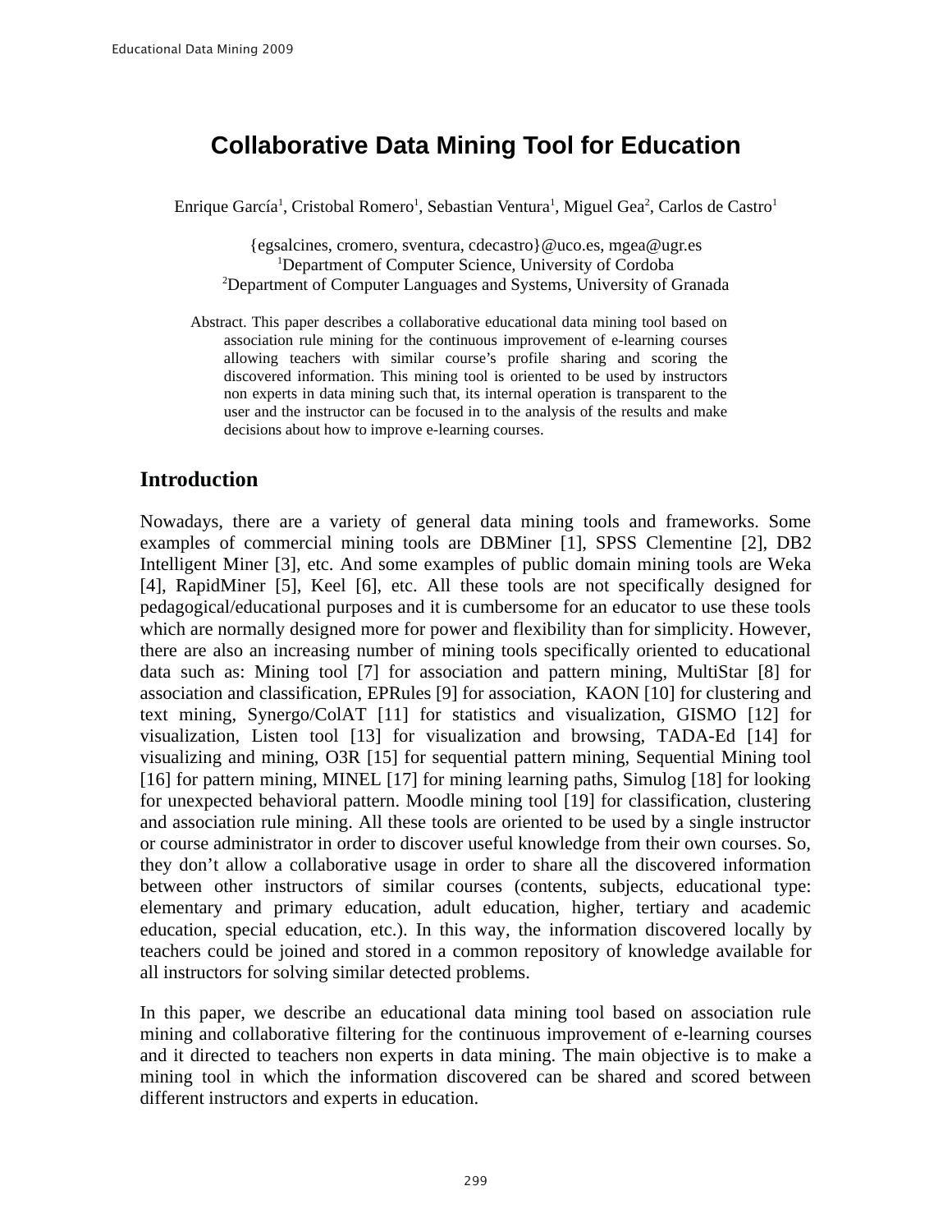# Collaborative Data Mining Tool for Education

Enrique García[1], Cristobal Romero[1], Sebastian Ventura[1], Miguel Gea[2], Carlos de Castro[1]

{egsalcines, cromero, sventura, cdecastro}@uco.es, mgea@ugr.es
[1]Department of Computer Science, University of Cordoba
[2]Department of Computer Languages and Systems, University of Granada

Abstract. This paper describes a collaborative educational data mining tool based on association rule mining for the continuous improvement of e-learning courses allowing teachers with similar course's profile sharing and scoring the discovered information. This mining tool is oriented to be used by instructors non experts in data mining such that, its internal operation is transparent to the user and the instructor can be focused in to the analysis of the results and make decisions about how to improve e-learning courses.

## Introduction

Nowadays, there are a variety of general data mining tools and frameworks. Some examples of commercial mining tools are DBMiner [1], SPSS Clementine [2], DB2 Intelligent Miner [3], etc. And some examples of public domain mining tools are Weka [4], RapidMiner [5], Keel [6], etc. All these tools are not specifically designed for pedagogical/educational purposes and it is cumbersome for an educator to use these tools which are normally designed more for power and flexibility than for simplicity. However, there are also an increasing number of mining tools specifically oriented to educational data such as: Mining tool [7] for association and pattern mining, MultiStar [8] for association and classification, EPRules [9] for association, KAON [10] for clustering and text mining, Synergo/ColAT [11] for statistics and visualization, GISMO [12] for visualization, Listen tool [13] for visualization and browsing, TADA-Ed [14] for visualizing and mining, O3R [15] for sequential pattern mining, Sequential Mining tool [16] for pattern mining, MINEL [17] for mining learning paths, Simulog [18] for looking for unexpected behavioral pattern. Moodle mining tool [19] for classification, clustering and association rule mining. All these tools are oriented to be used by a single instructor or course administrator in order to discover useful knowledge from their own courses. So, they don't allow a collaborative usage in order to share all the discovered information between other instructors of similar courses (contents, subjects, educational type: elementary and primary education, adult education, higher, tertiary and academic education, special education, etc.). In this way, the information discovered locally by teachers could be joined and stored in a common repository of knowledge available for all instructors for solving similar detected problems.

In this paper, we describe an educational data mining tool based on association rule mining and collaborative filtering for the continuous improvement of e-learning courses and it directed to teachers non experts in data mining. The main objective is to make a mining tool in which the information discovered can be shared and scored between different instructors and experts in education.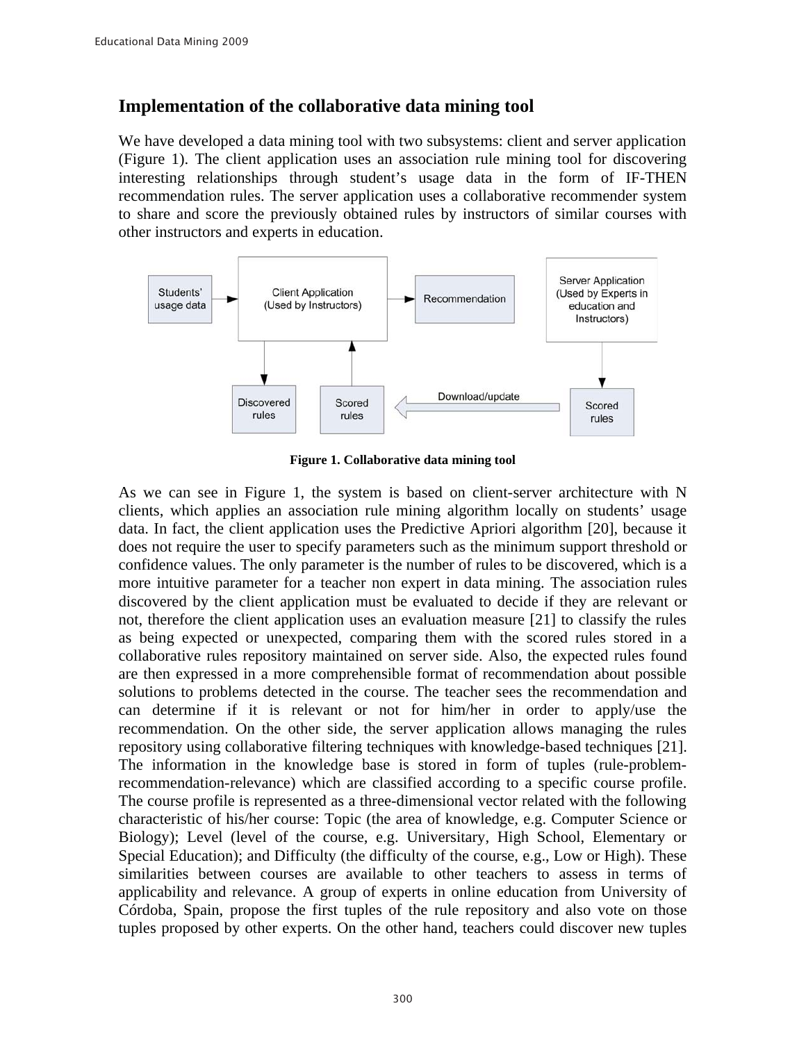## Implementation of the collaborative data mining tool

We have developed a data mining tool with two subsystems: client and server application (Figure 1). The client application uses an association rule mining tool for discovering interesting relationships through student's usage data in the form of IF-THEN recommendation rules. The server application uses a collaborative recommender system to share and score the previously obtained rules by instructors of similar courses with other instructors and experts in education.

**Figure 1. Collaborative data mining tool**

As we can see in Figure 1, the system is based on client-server architecture with N clients, which applies an association rule mining algorithm locally on students' usage data. In fact, the client application uses the Predictive Apriori algorithm [20], because it does not require the user to specify parameters such as the minimum support threshold or confidence values. The only parameter is the number of rules to be discovered, which is a more intuitive parameter for a teacher non expert in data mining. The association rules discovered by the client application must be evaluated to decide if they are relevant or not, therefore the client application uses an evaluation measure [21] to classify the rules as being expected or unexpected, comparing them with the scored rules stored in a collaborative rules repository maintained on server side. Also, the expected rules found are then expressed in a more comprehensible format of recommendation about possible solutions to problems detected in the course. The teacher sees the recommendation and can determine if it is relevant or not for him/her in order to apply/use the recommendation. On the other side, the server application allows managing the rules repository using collaborative filtering techniques with knowledge-based techniques [21]. The information in the knowledge base is stored in form of tuples (rule-problem-recommendation-relevance) which are classified according to a specific course profile. The course profile is represented as a three-dimensional vector related with the following characteristic of his/her course: Topic (the area of knowledge, e.g. Computer Science or Biology); Level (level of the course, e.g. Universitary, High School, Elementary or Special Education); and Difficulty (the difficulty of the course, e.g., Low or High). These similarities between courses are available to other teachers to assess in terms of applicability and relevance. A group of experts in online education from University of Córdoba, Spain, propose the first tuples of the rule repository and also vote on those tuples proposed by other experts. On the other hand, teachers could discover new tuples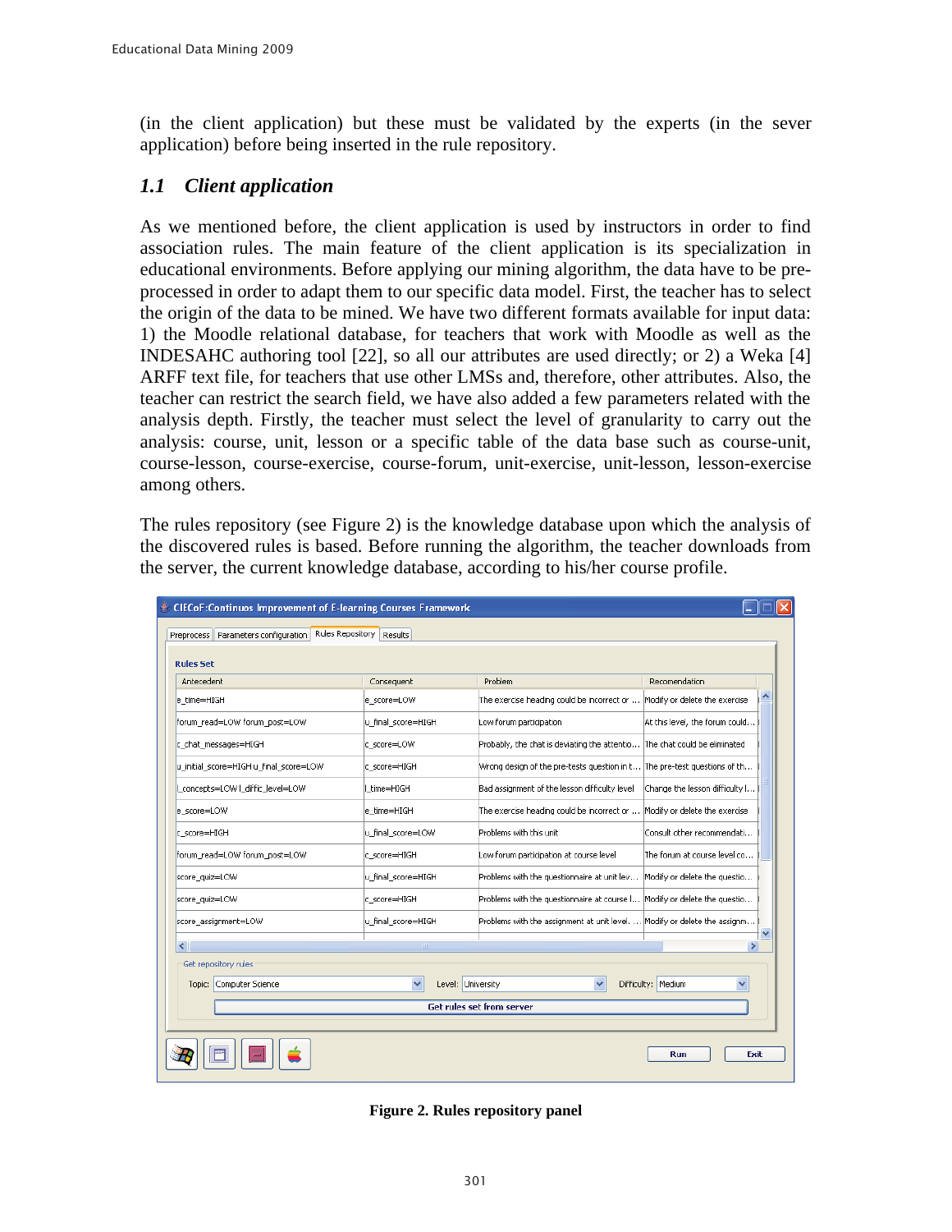(in the client application) but these must be validated by the experts (in the sever application) before being inserted in the rule repository.

### *1.1 Client application*

As we mentioned before, the client application is used by instructors in order to find association rules. The main feature of the client application is its specialization in educational environments. Before applying our mining algorithm, the data have to be pre-processed in order to adapt them to our specific data model. First, the teacher has to select the origin of the data to be mined. We have two different formats available for input data: 1) the Moodle relational database, for teachers that work with Moodle as well as the INDESAHC authoring tool [22], so all our attributes are used directly; or 2) a Weka [4] ARFF text file, for teachers that use other LMSs and, therefore, other attributes. Also, the teacher can restrict the search field, we have also added a few parameters related with the analysis depth. Firstly, the teacher must select the level of granularity to carry out the analysis: course, unit, lesson or a specific table of the data base such as course-unit, course-lesson, course-exercise, course-forum, unit-exercise, unit-lesson, lesson-exercise among others.

The rules repository (see Figure 2) is the knowledge database upon which the analysis of the discovered rules is based. Before running the algorithm, the teacher downloads from the server, the current knowledge database, according to his/her course profile.

**Figure 2. Rules repository panel**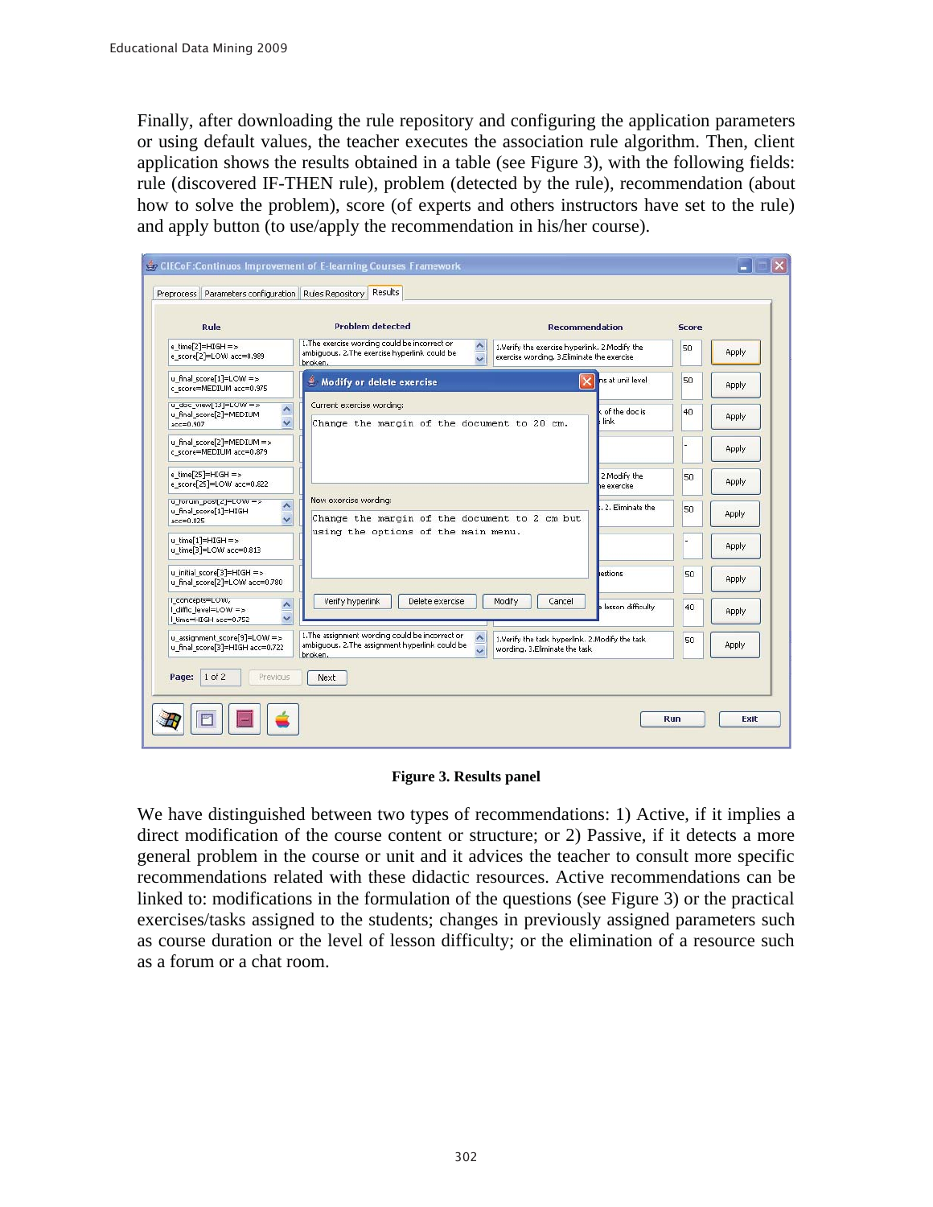Finally, after downloading the rule repository and configuring the application parameters or using default values, the teacher executes the association rule algorithm. Then, client application shows the results obtained in a table (see Figure 3), with the following fields: rule (discovered IF-THEN rule), problem (detected by the rule), recommendation (about how to solve the problem), score (of experts and others instructors have set to the rule) and apply button (to use/apply the recommendation in his/her course).

**Figure 3. Results panel**

We have distinguished between two types of recommendations: 1) Active, if it implies a direct modification of the course content or structure; or 2) Passive, if it detects a more general problem in the course or unit and it advices the teacher to consult more specific recommendations related with these didactic resources. Active recommendations can be linked to: modifications in the formulation of the questions (see Figure 3) or the practical exercises/tasks assigned to the students; changes in previously assigned parameters such as course duration or the level of lesson difficulty; or the elimination of a resource such as a forum or a chat room.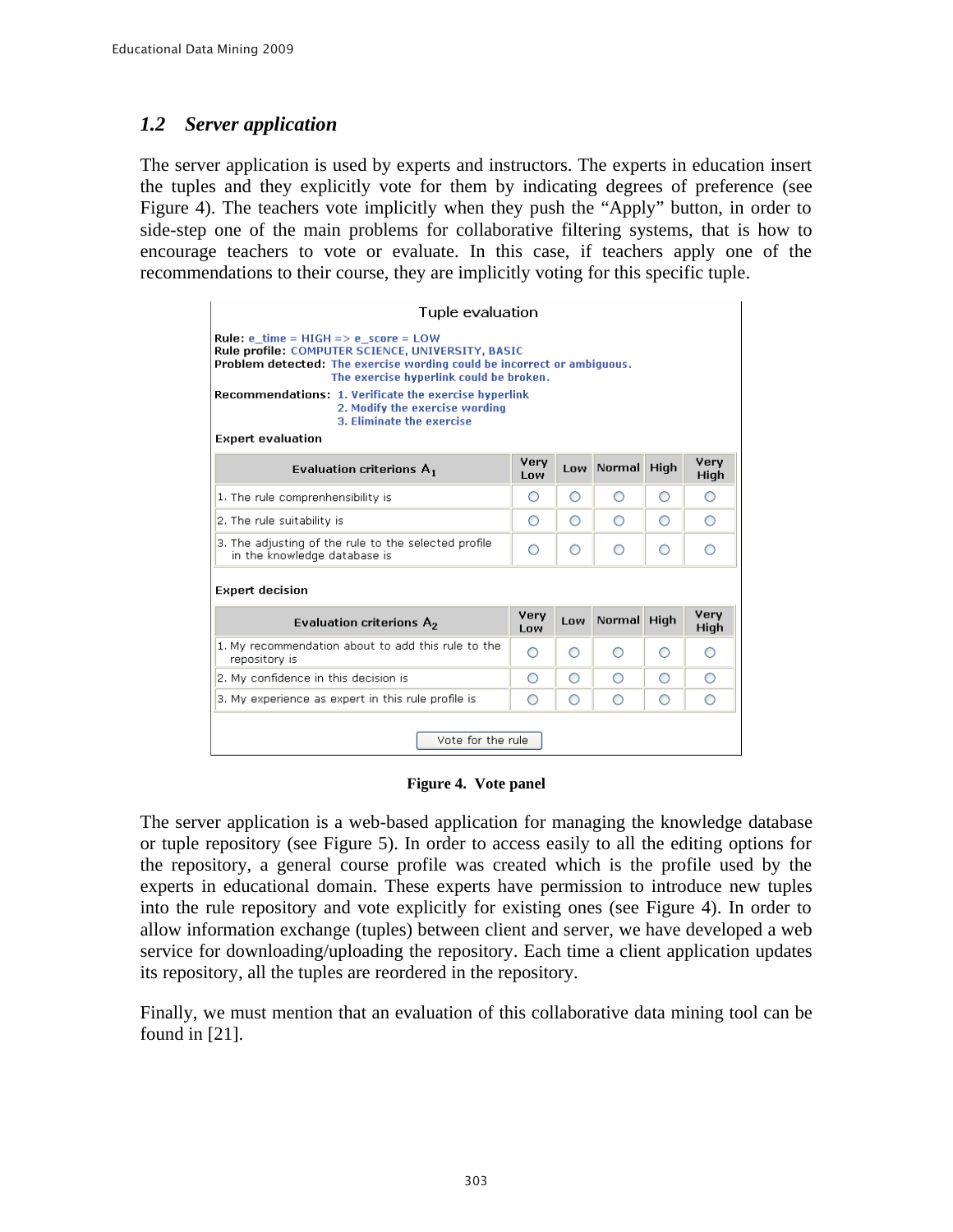### *1.2 Server application*

The server application is used by experts and instructors. The experts in education insert the tuples and they explicitly vote for them by indicating degrees of preference (see Figure 4). The teachers vote implicitly when they push the "Apply" button, in order to side-step one of the main problems for collaborative filtering systems, that is how to encourage teachers to vote or evaluate. In this case, if teachers apply one of the recommendations to their course, they are implicitly voting for this specific tuple.

Tuple evaluation

**Rule:** e_time = HIGH => e_score = LOW
**Rule profile:** COMPUTER SCIENCE, UNIVERSITY, BASIC
**Problem detected:** The exercise wording could be incorrect or ambiguous.
The exercise hyperlink could be broken.

**Recommendations:** 1. Verificate the exercise hyperlink
2. Modify the exercise wording
3. Eliminate the exercise

**Expert evaluation**

| Evaluation criterions $A_1$ | Very Low | Low | Normal | High | Very High |
| --- | --- | --- | --- | --- | --- |
| 1. The rule comprenhensibility is | ○ | ○ | ○ | ○ | ○ |
| 2. The rule suitability is | ○ | ○ | ○ | ○ | ○ |
| 3. The adjusting of the rule to the selected profile in the knowledge database is | ○ | ○ | ○ | ○ | ○ |

**Expert decision**

| Evaluation criterions $A_2$ | Very Low | Low | Normal | High | Very High |
| --- | --- | --- | --- | --- | --- |
| 1. My recommendation about to add this rule to the repository is | ○ | ○ | ○ | ○ | ○ |
| 2. My confidence in this decision is | ○ | ○ | ○ | ○ | ○ |
| 3. My experience as expert in this rule profile is | ○ | ○ | ○ | ○ | ○ |

Vote for the rule

**Figure 4. Vote panel**

The server application is a web-based application for managing the knowledge database or tuple repository (see Figure 5). In order to access easily to all the editing options for the repository, a general course profile was created which is the profile used by the experts in educational domain. These experts have permission to introduce new tuples into the rule repository and vote explicitly for existing ones (see Figure 4). In order to allow information exchange (tuples) between client and server, we have developed a web service for downloading/uploading the repository. Each time a client application updates its repository, all the tuples are reordered in the repository.

Finally, we must mention that an evaluation of this collaborative data mining tool can be found in [21].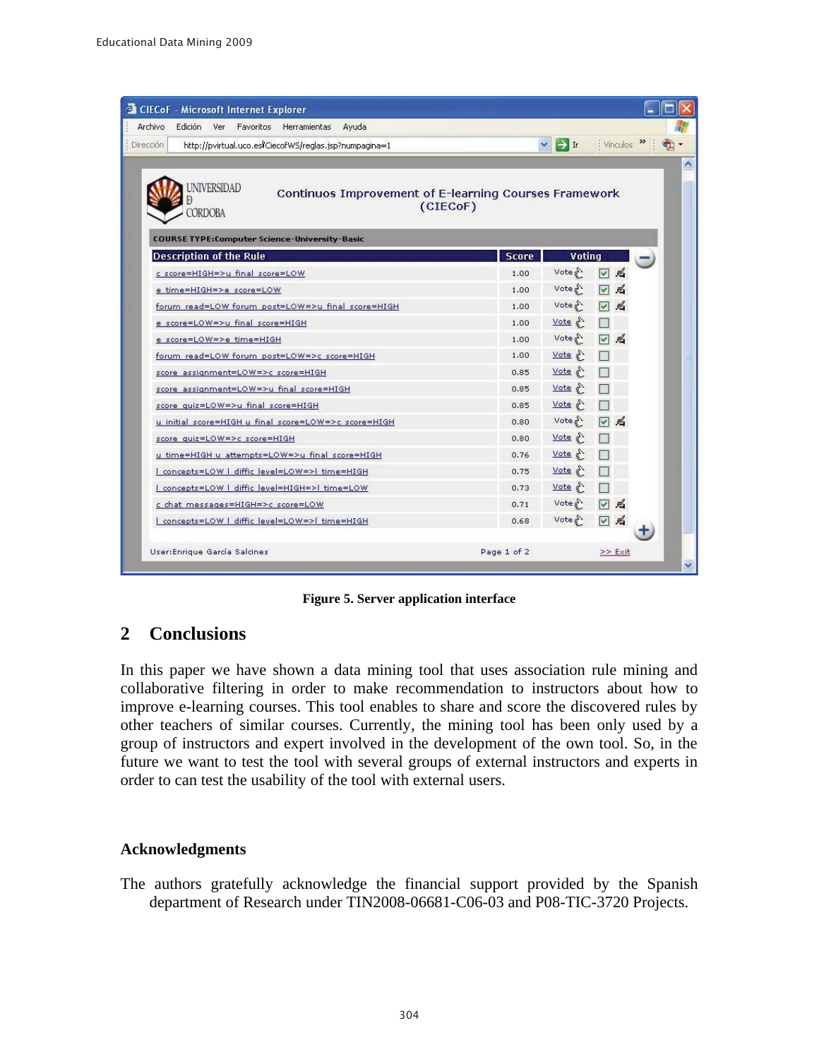Figure 5. Server application interface

## 2 Conclusions

In this paper we have shown a data mining tool that uses association rule mining and collaborative filtering in order to make recommendation to instructors about how to improve e-learning courses. This tool enables to share and score the discovered rules by other teachers of similar courses. Currently, the mining tool has been only used by a group of instructors and expert involved in the development of the own tool. So, in the future we want to test the tool with several groups of external instructors and experts in order to can test the usability of the tool with external users.

### Acknowledgments

The authors gratefully acknowledge the financial support provided by the Spanish department of Research under TIN2008-06681-C06-03 and P08-TIC-3720 Projects.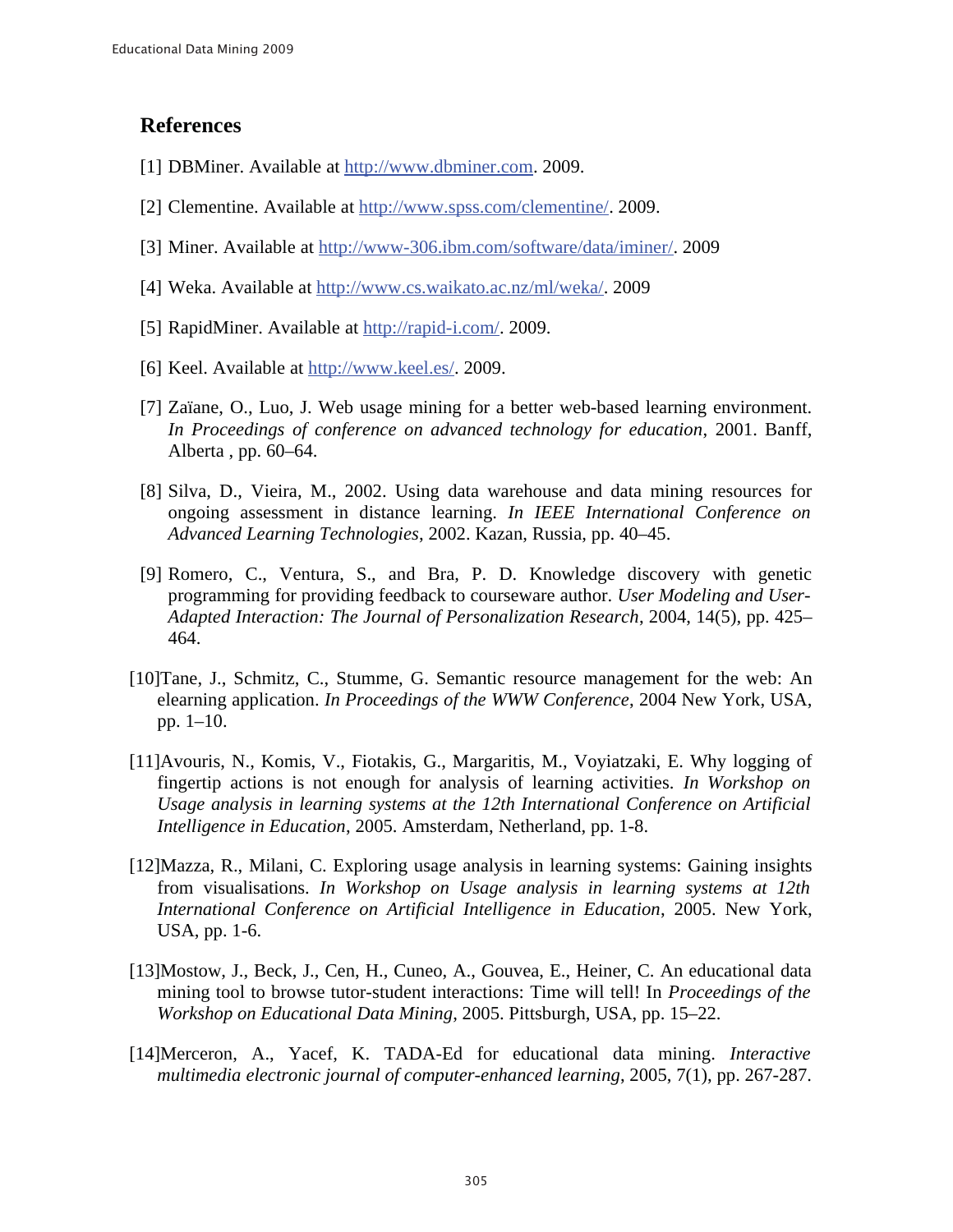## References

[1] DBMiner. Available at http://www.dbminer.com. 2009.

[2] Clementine. Available at http://www.spss.com/clementine/. 2009.

[3] Miner. Available at http://www-306.ibm.com/software/data/iminer/. 2009

[4] Weka. Available at http://www.cs.waikato.ac.nz/ml/weka/. 2009

[5] RapidMiner. Available at http://rapid-i.com/. 2009.

[6] Keel. Available at http://www.keel.es/. 2009.

[7] Zaïane, O., Luo, J. Web usage mining for a better web-based learning environment. *In Proceedings of conference on advanced technology for education*, 2001. Banff, Alberta , pp. 60–64.

[8] Silva, D., Vieira, M., 2002. Using data warehouse and data mining resources for ongoing assessment in distance learning. *In IEEE International Conference on Advanced Learning Technologies*, 2002. Kazan, Russia, pp. 40–45.

[9] Romero, C., Ventura, S., and Bra, P. D. Knowledge discovery with genetic programming for providing feedback to courseware author. *User Modeling and User-Adapted Interaction: The Journal of Personalization Research*, 2004, 14(5), pp. 425–464.

[10]Tane, J., Schmitz, C., Stumme, G. Semantic resource management for the web: An elearning application. *In Proceedings of the WWW Conference*, 2004 New York, USA, pp. 1–10.

[11]Avouris, N., Komis, V., Fiotakis, G., Margaritis, M., Voyiatzaki, E. Why logging of fingertip actions is not enough for analysis of learning activities. *In Workshop on Usage analysis in learning systems at the 12th International Conference on Artificial Intelligence in Education*, 2005. Amsterdam, Netherland, pp. 1-8.

[12]Mazza, R., Milani, C. Exploring usage analysis in learning systems: Gaining insights from visualisations. *In Workshop on Usage analysis in learning systems at 12th International Conference on Artificial Intelligence in Education*, 2005. New York, USA, pp. 1-6.

[13]Mostow, J., Beck, J., Cen, H., Cuneo, A., Gouvea, E., Heiner, C. An educational data mining tool to browse tutor-student interactions: Time will tell! In *Proceedings of the Workshop on Educational Data Mining*, 2005. Pittsburgh, USA, pp. 15–22.

[14]Merceron, A., Yacef, K. TADA-Ed for educational data mining. *Interactive multimedia electronic journal of computer-enhanced learning*, 2005, 7(1), pp. 267-287.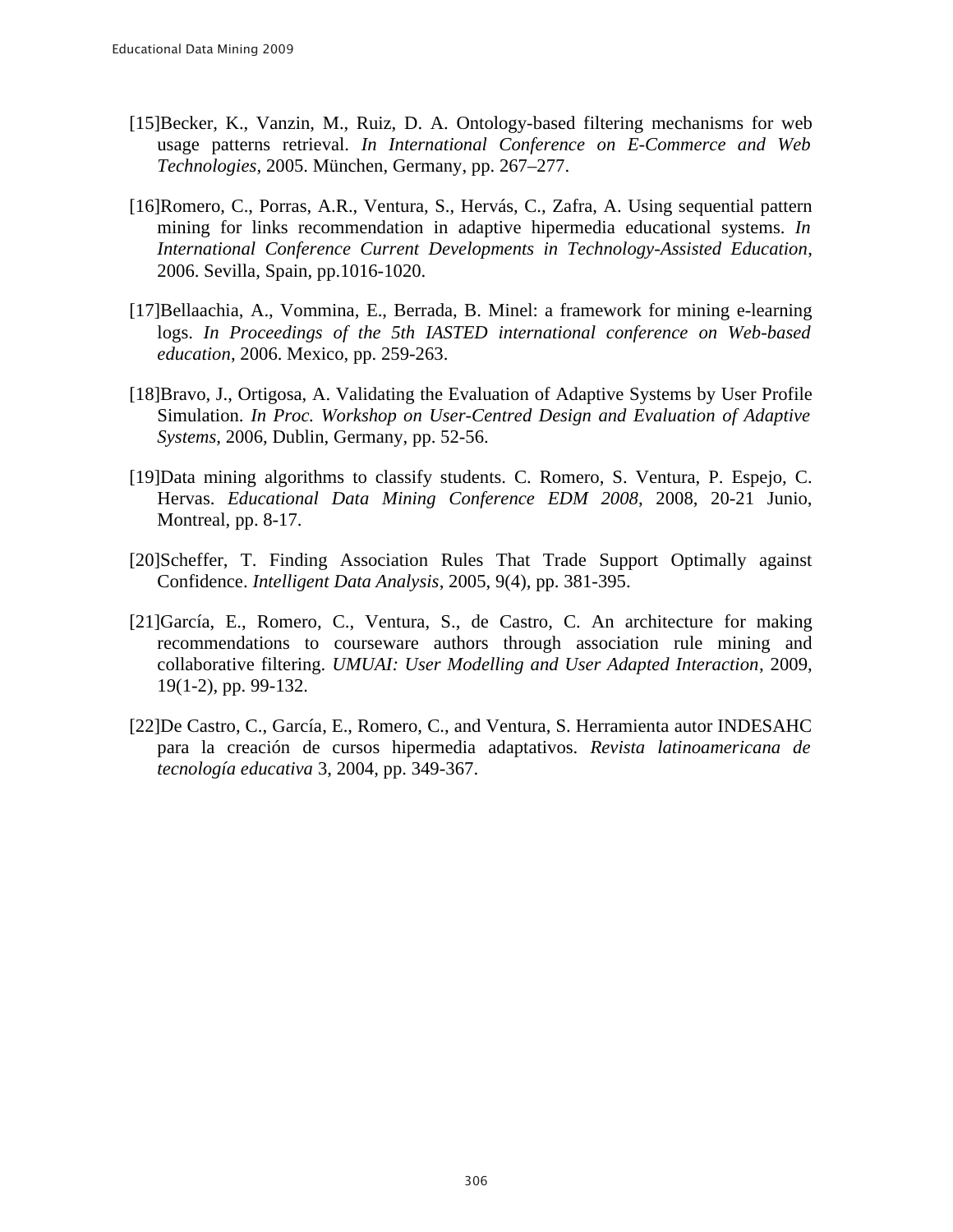[15]Becker, K., Vanzin, M., Ruiz, D. A. Ontology-based filtering mechanisms for web usage patterns retrieval. *In International Conference on E-Commerce and Web Technologies*, 2005. München, Germany, pp. 267–277.

[16]Romero, C., Porras, A.R., Ventura, S., Hervás, C., Zafra, A. Using sequential pattern mining for links recommendation in adaptive hipermedia educational systems. *In International Conference Current Developments in Technology-Assisted Education*, 2006. Sevilla, Spain, pp.1016-1020.

[17]Bellaachia, A., Vommina, E., Berrada, B. Minel: a framework for mining e-learning logs. *In Proceedings of the 5th IASTED international conference on Web-based education*, 2006. Mexico, pp. 259-263.

[18]Bravo, J., Ortigosa, A. Validating the Evaluation of Adaptive Systems by User Profile Simulation. *In Proc. Workshop on User-Centred Design and Evaluation of Adaptive Systems*, 2006, Dublin, Germany, pp. 52-56.

[19]Data mining algorithms to classify students. C. Romero, S. Ventura, P. Espejo, C. Hervas. *Educational Data Mining Conference EDM 2008*, 2008, 20-21 Junio, Montreal, pp. 8-17.

[20]Scheffer, T. Finding Association Rules That Trade Support Optimally against Confidence. *Intelligent Data Analysis*, 2005, 9(4), pp. 381-395.

[21]García, E., Romero, C., Ventura, S., de Castro, C. An architecture for making recommendations to courseware authors through association rule mining and collaborative filtering. *UMUAI: User Modelling and User Adapted Interaction*, 2009, 19(1-2), pp. 99-132.

[22]De Castro, C., García, E., Romero, C., and Ventura, S. Herramienta autor INDESAHC para la creación de cursos hipermedia adaptativos. *Revista latinoamericana de tecnología educativa* 3, 2004, pp. 349-367.